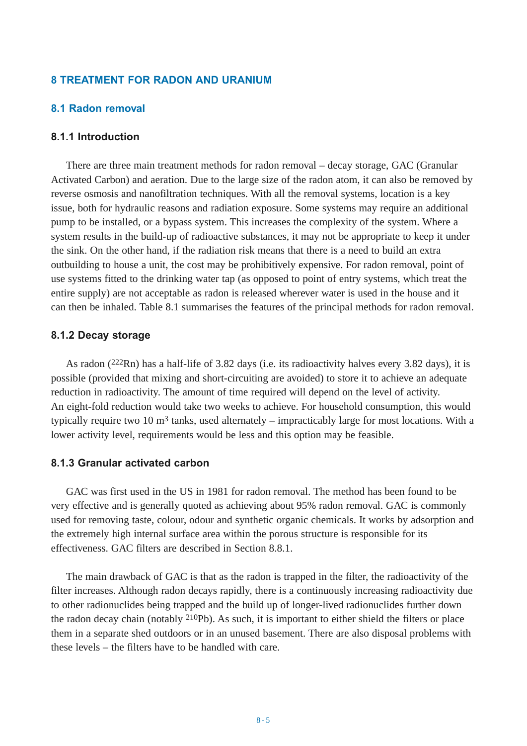# 8 TREATMENT FOR RADON AND URANIUM

## 8.1 Radon removal

### 8.1.1 Introduction

There are three main treatment methods for radon removal – decay storage, GAC (Granular Activated Carbon) and aeration. Due to the large size of the radon atom, it can also be removed by reverse osmosis and nanofiltration techniques. With all the removal systems, location is a key issue, both for hydraulic reasons and radiation exposure. Some systems may require an additional pump to be installed, or a bypass system. This increases the complexity of the system. Where a system results in the build-up of radioactive substances, it may not be appropriate to keep it under the sink. On the other hand, if the radiation risk means that there is a need to build an extra outbuilding to house a unit, the cost may be prohibitively expensive. For radon removal, point of use systems fitted to the drinking water tap (as opposed to point of entry systems, which treat the entire supply) are not acceptable as radon is released wherever water is used in the house and it can then be inhaled. Table 8.1 summarises the features of the principal methods for radon removal.

### 8.1.2 Decay storage

As radon ($^{222}$Rn) has a half-life of 3.82 days (i.e. its radioactivity halves every 3.82 days), it is possible (provided that mixing and short-circuiting are avoided) to store it to achieve an adequate reduction in radioactivity. The amount of time required will depend on the level of activity. An eight-fold reduction would take two weeks to achieve. For household consumption, this would typically require two 10 $m^3$ tanks, used alternately – impracticably large for most locations. With a lower activity level, requirements would be less and this option may be feasible.

### 8.1.3 Granular activated carbon

GAC was first used in the US in 1981 for radon removal. The method has been found to be very effective and is generally quoted as achieving about 95% radon removal. GAC is commonly used for removing taste, colour, odour and synthetic organic chemicals. It works by adsorption and the extremely high internal surface area within the porous structure is responsible for its effectiveness. GAC filters are described in Section 8.8.1.

The main drawback of GAC is that as the radon is trapped in the filter, the radioactivity of the filter increases. Although radon decays rapidly, there is a continuously increasing radioactivity due to other radionuclides being trapped and the build up of longer-lived radionuclides further down the radon decay chain (notably $^{210}$Pb). As such, it is important to either shield the filters or place them in a separate shed outdoors or in an unused basement. There are also disposal problems with these levels – the filters have to be handled with care.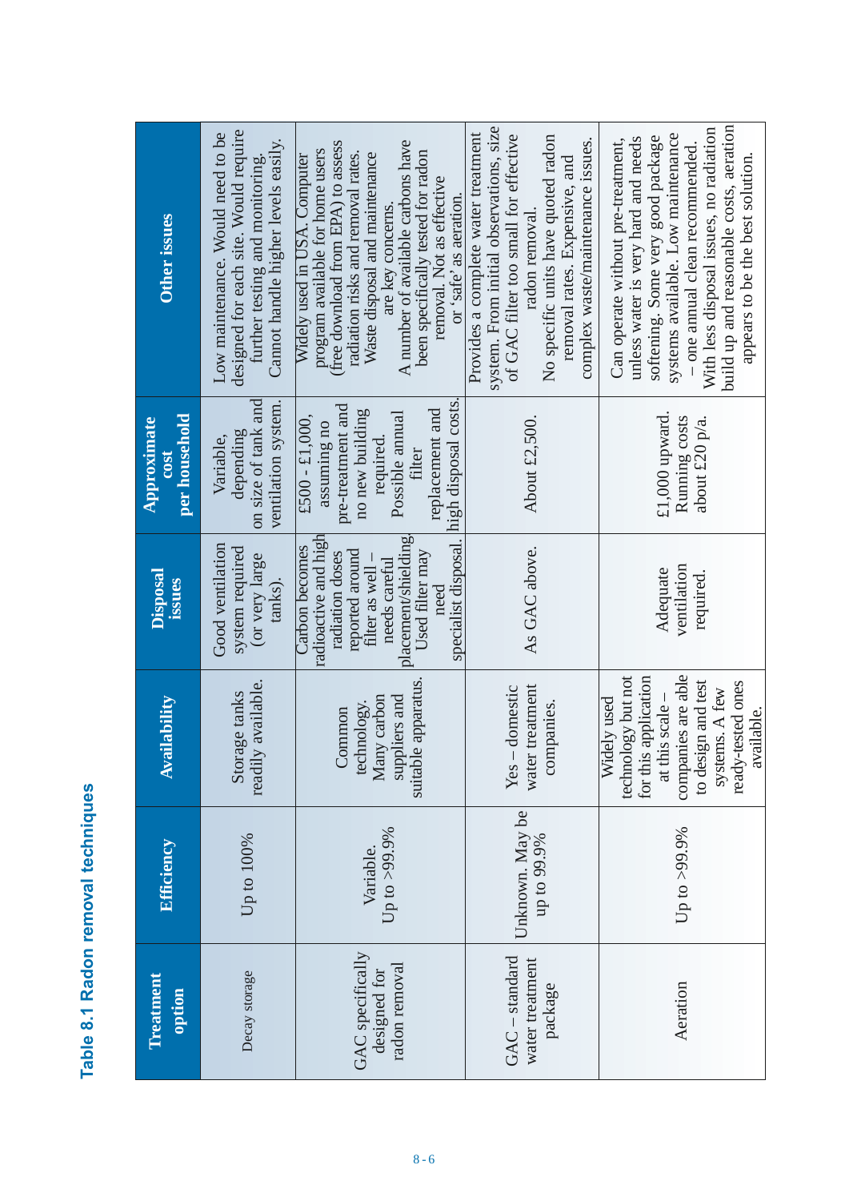## Table 8.1 Radon removal techniques

| Treatment option | Efficiency | Availability | Disposal issues | Approximate cost per household | Other issues |
|---|---|---|---|---|---|
| Decay storage | Up to 100% | Storage tanks readily available. | Good ventilation system required (or very large tanks). | Variable, depending on size of tank and ventilation system. | Low maintenance. Would need to be designed for each site. Would require further testing and monitoring. Cannot handle higher levels easily. |
| GAC specifically designed for radon removal | Variable. Up to >99.9% | Common technology. Many carbon suppliers and suitable apparatus. | Carbon becomes radioactive and high radiation doses reported around filter as well – needs careful placement/shielding. Used filter may need specialist disposal. | £500 - £1,000, assuming no pre-treatment and no new building required. Possible annual filter replacement and high disposal costs. | Widely used in USA. Computer program available for home users (free download from EPA) to assess radiation risks and removal rates. Waste disposal and maintenance are key concerns. A number of available carbons have been specifically tested for radon removal. Not as effective or 'safe' as aeration. |
| GAC – standard water treatment package | Unknown. May be up to 99.9% | Yes – domestic water treatment companies. | As GAC above. | About £2,500. | Provides a complete water treatment system. From initial observations, size of GAC filter too small for effective radon removal. No specific units have quoted radon removal rates. Expensive, and complex waste/maintenance issues. |
| Aeration | Up to >99.9% | Widely used technology but not for this application at this scale – companies are able to design and test systems. A few ready-tested ones available. | Adequate ventilation required. | £1,000 upward. Running costs about £20 p/a. | Can operate without pre-treatment, unless water is very hard and needs softening. Some very good package systems available. Low maintenance – one annual clean recommended. With less disposal issues, no radiation build up and reasonable costs, aeration appears to be the best solution. |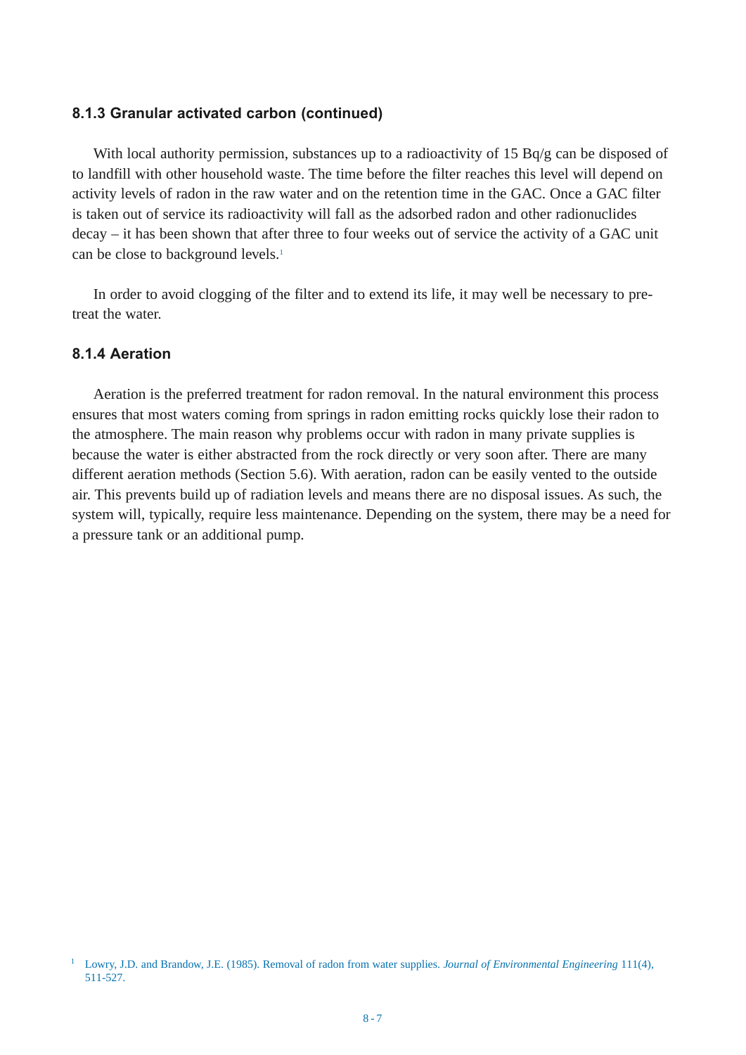### 8.1.3 Granular activated carbon (continued)

With local authority permission, substances up to a radioactivity of 15 Bq/g can be disposed of to landfill with other household waste. The time before the filter reaches this level will depend on activity levels of radon in the raw water and on the retention time in the GAC. Once a GAC filter is taken out of service its radioactivity will fall as the adsorbed radon and other radionuclides decay – it has been shown that after three to four weeks out of service the activity of a GAC unit can be close to background levels.[1]

In order to avoid clogging of the filter and to extend its life, it may well be necessary to pre-treat the water.

### 8.1.4 Aeration

Aeration is the preferred treatment for radon removal. In the natural environment this process ensures that most waters coming from springs in radon emitting rocks quickly lose their radon to the atmosphere. The main reason why problems occur with radon in many private supplies is because the water is either abstracted from the rock directly or very soon after. There are many different aeration methods (Section 5.6). With aeration, radon can be easily vented to the outside air. This prevents build up of radiation levels and means there are no disposal issues. As such, the system will, typically, require less maintenance. Depending on the system, there may be a need for a pressure tank or an additional pump.

[1] Lowry, J.D. and Brandow, J.E. (1985). Removal of radon from water supplies. *Journal of Environmental Engineering* 111(4), 511-527.